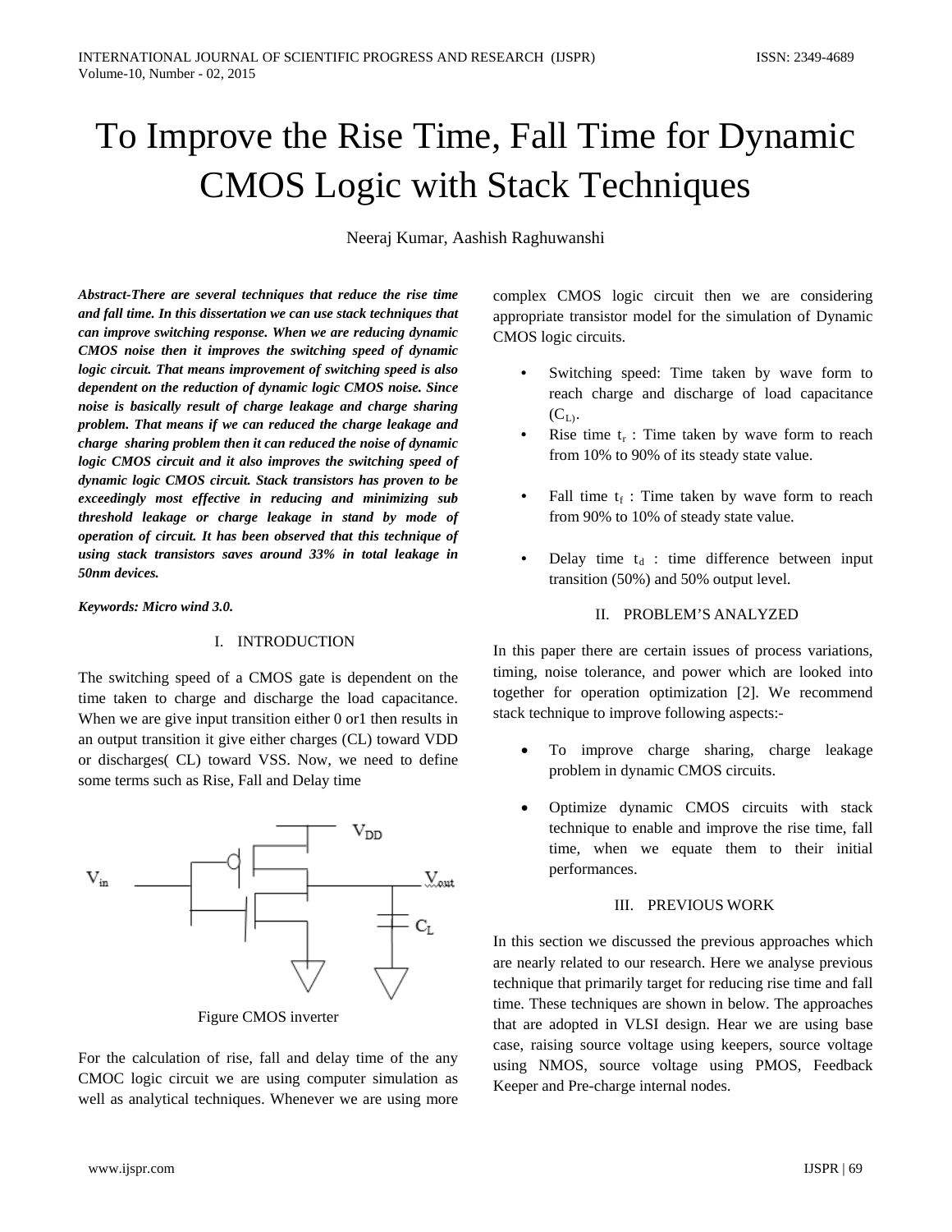# To Improve the Rise Time, Fall Time for Dynamic CMOS Logic with Stack Techniques

Neeraj Kumar, Aashish Raghuwanshi

***Abstract-There are several techniques that reduce the rise time and fall time. In this dissertation we can use stack techniques that can improve switching response. When we are reducing dynamic CMOS noise then it improves the switching speed of dynamic logic circuit. That means improvement of switching speed is also dependent on the reduction of dynamic logic CMOS noise. Since noise is basically result of charge leakage and charge sharing problem. That means if we can reduced the charge leakage and charge sharing problem then it can reduced the noise of dynamic logic CMOS circuit and it also improves the switching speed of dynamic logic CMOS circuit. Stack transistors has proven to be exceedingly most effective in reducing and minimizing sub threshold leakage or charge leakage in stand by mode of operation of circuit. It has been observed that this technique of using stack transistors saves around 33% in total leakage in 50nm devices.***

***Keywords: Micro wind 3.0.***

## I. INTRODUCTION

The switching speed of a CMOS gate is dependent on the time taken to charge and discharge the load capacitance. When we are give input transition either 0 or1 then results in an output transition it give either charges (CL) toward VDD or discharges( CL) toward VSS. Now, we need to define some terms such as Rise, Fall and Delay time

$V_{in}$

$V_{DD}$

$V_{out}$

$C_L$

Figure CMOS inverter

For the calculation of rise, fall and delay time of the any CMOC logic circuit we are using computer simulation as well as analytical techniques. Whenever we are using more complex CMOS logic circuit then we are considering appropriate transistor model for the simulation of Dynamic CMOS logic circuits.

- Switching speed: Time taken by wave form to reach charge and discharge of load capacitance ($C_{L}$).
- Rise time $t_r$ : Time taken by wave form to reach from 10% to 90% of its steady state value.
- Fall time $t_f$ : Time taken by wave form to reach from 90% to 10% of steady state value.
- Delay time $t_d$ : time difference between input transition (50%) and 50% output level.

## II. PROBLEM'S ANALYZED

In this paper there are certain issues of process variations, timing, noise tolerance, and power which are looked into together for operation optimization [2]. We recommend stack technique to improve following aspects:-

- To improve charge sharing, charge leakage problem in dynamic CMOS circuits.
- Optimize dynamic CMOS circuits with stack technique to enable and improve the rise time, fall time, when we equate them to their initial performances.

## III. PREVIOUS WORK

In this section we discussed the previous approaches which are nearly related to our research. Here we analyse previous technique that primarily target for reducing rise time and fall time. These techniques are shown in below. The approaches that are adopted in VLSI design. Hear we are using base case, raising source voltage using keepers, source voltage using NMOS, source voltage using PMOS, Feedback Keeper and Pre-charge internal nodes.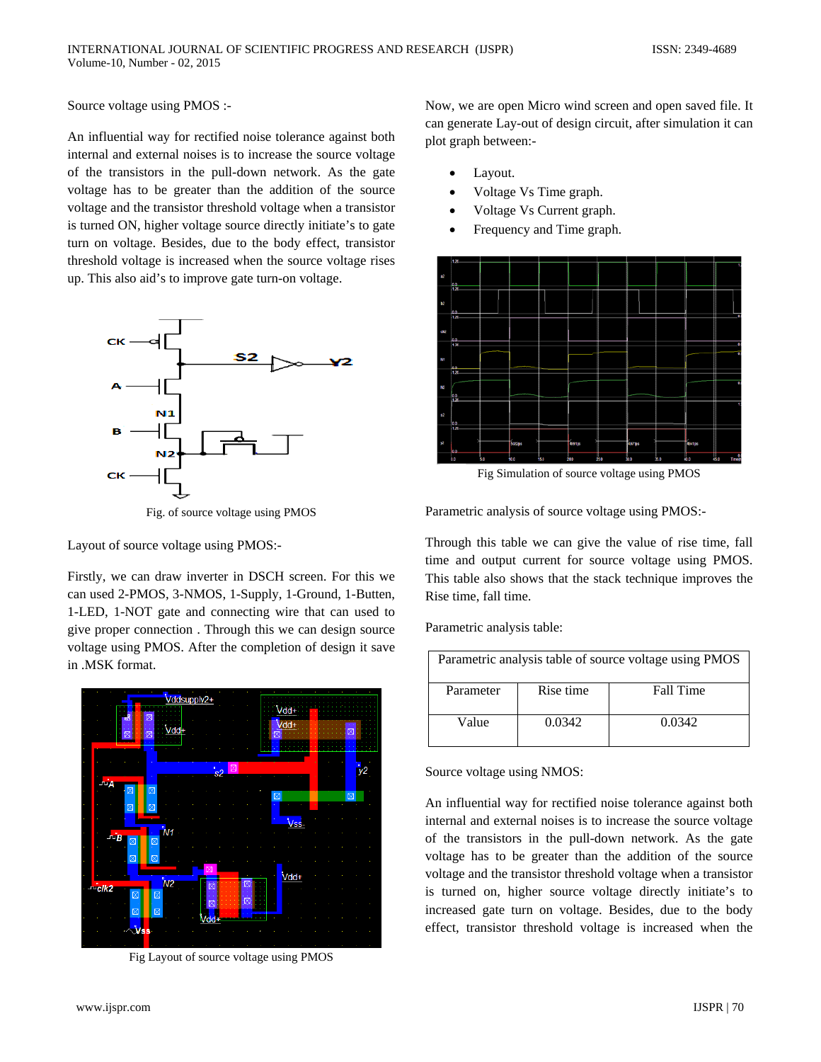Source voltage using PMOS :-

An influential way for rectified noise tolerance against both internal and external noises is to increase the source voltage of the transistors in the pull-down network. As the gate voltage has to be greater than the addition of the source voltage and the transistor threshold voltage when a transistor is turned ON, higher voltage source directly initiate's to gate turn on voltage. Besides, due to the body effect, transistor threshold voltage is increased when the source voltage rises up. This also aid's to improve gate turn-on voltage.

Fig. of source voltage using PMOS

Layout of source voltage using PMOS:-

Firstly, we can draw inverter in DSCH screen. For this we can used 2-PMOS, 3-NMOS, 1-Supply, 1-Ground, 1-Butten, 1-LED, 1-NOT gate and connecting wire that can used to give proper connection . Through this we can design source voltage using PMOS. After the completion of design it save in .MSK format.

Fig Layout of source voltage using PMOS

Now, we are open Micro wind screen and open saved file. It can generate Lay-out of design circuit, after simulation it can plot graph between:-

- Layout.
- Voltage Vs Time graph.
- Voltage Vs Current graph.
- Frequency and Time graph.

Fig Simulation of source voltage using PMOS

Parametric analysis of source voltage using PMOS:-

Through this table we can give the value of rise time, fall time and output current for source voltage using PMOS. This table also shows that the stack technique improves the Rise time, fall time.

Parametric analysis table:

| Parametric analysis table of source voltage using PMOS | | |
|---|---|---|
| Parameter | Rise time | Fall Time |
| Value | 0.0342 | 0.0342 |

Source voltage using NMOS:

An influential way for rectified noise tolerance against both internal and external noises is to increase the source voltage of the transistors in the pull-down network. As the gate voltage has to be greater than the addition of the source voltage and the transistor threshold voltage when a transistor is turned on, higher source voltage directly initiate's to increased gate turn on voltage. Besides, due to the body effect, transistor threshold voltage is increased when the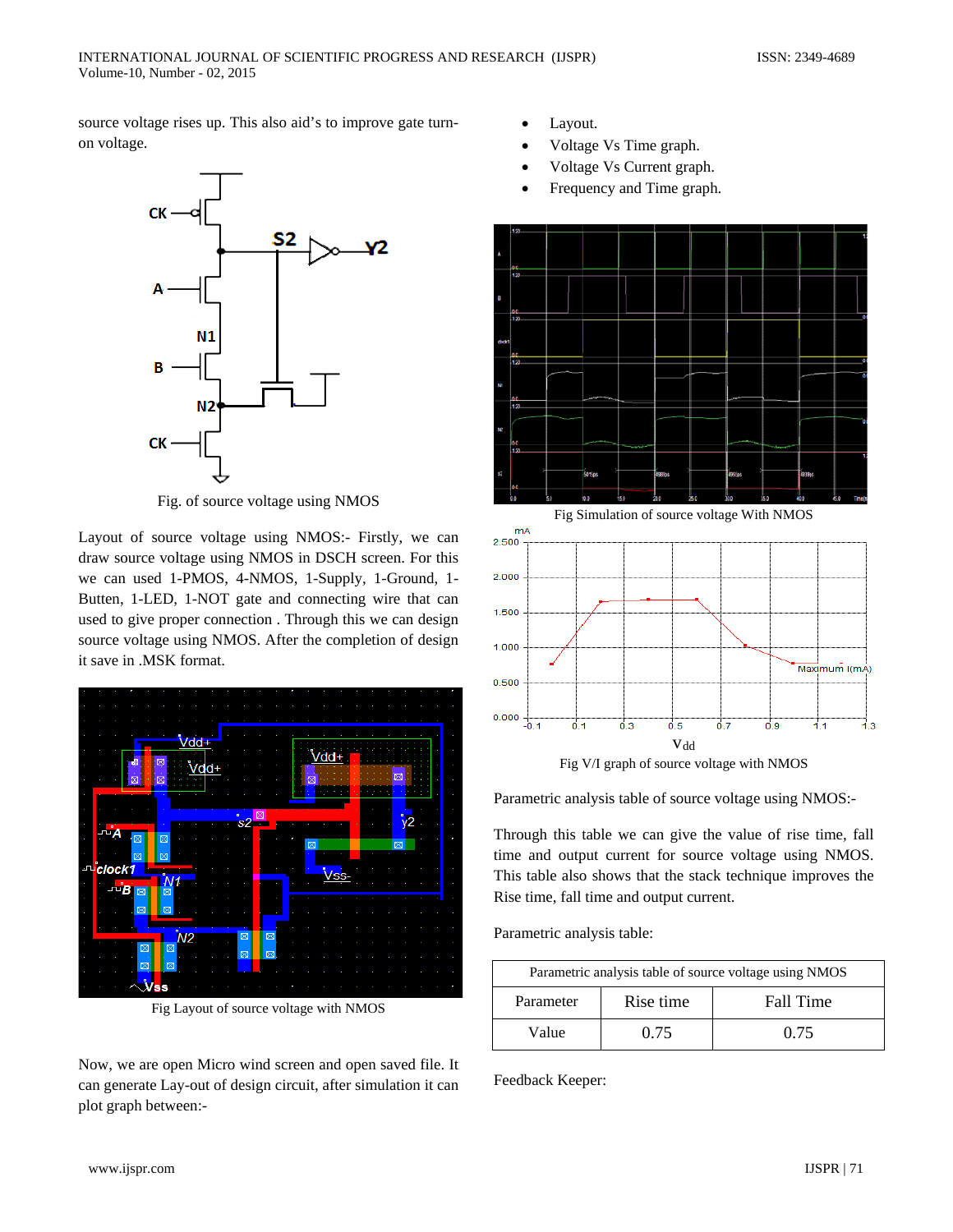source voltage rises up. This also aid's to improve gate turn-on voltage.

CK

S2

Y2

A

N1

B

N2

CK

Fig. of source voltage using NMOS

Layout of source voltage using NMOS:- Firstly, we can draw source voltage using NMOS in DSCH screen. For this we can used 1-PMOS, 4-NMOS, 1-Supply, 1-Ground, 1-Butten, 1-LED, 1-NOT gate and connecting wire that can used to give proper connection . Through this we can design source voltage using NMOS. After the completion of design it save in .MSK format.

Vdd+

Vdd+

Vdd+

s2

y2

A

clock1

N1

B

Vss-

N2

Vss

Fig Layout of source voltage with NMOS

Now, we are open Micro wind screen and open saved file. It can generate Lay-out of design circuit, after simulation it can plot graph between:-

- Layout.
- Voltage Vs Time graph.
- Voltage Vs Current graph.
- Frequency and Time graph.

Fig Simulation of source voltage With NMOS

mA

2.500

2.000

1.500

1.000

0.500

0.000

-0.1 0.1 0.3 0.5 0.7 0.9 1.1 1.3

Maximum I(mA)

Vdd

Fig V/I graph of source voltage with NMOS

Parametric analysis table of source voltage using NMOS:-

Through this table we can give the value of rise time, fall time and output current for source voltage using NMOS. This table also shows that the stack technique improves the Rise time, fall time and output current.

Parametric analysis table:

| Parametric analysis table of source voltage using NMOS | | |
|---|---|---|
| Parameter | Rise time | Fall Time |
| Value | 0.75 | 0.75 |

Feedback Keeper: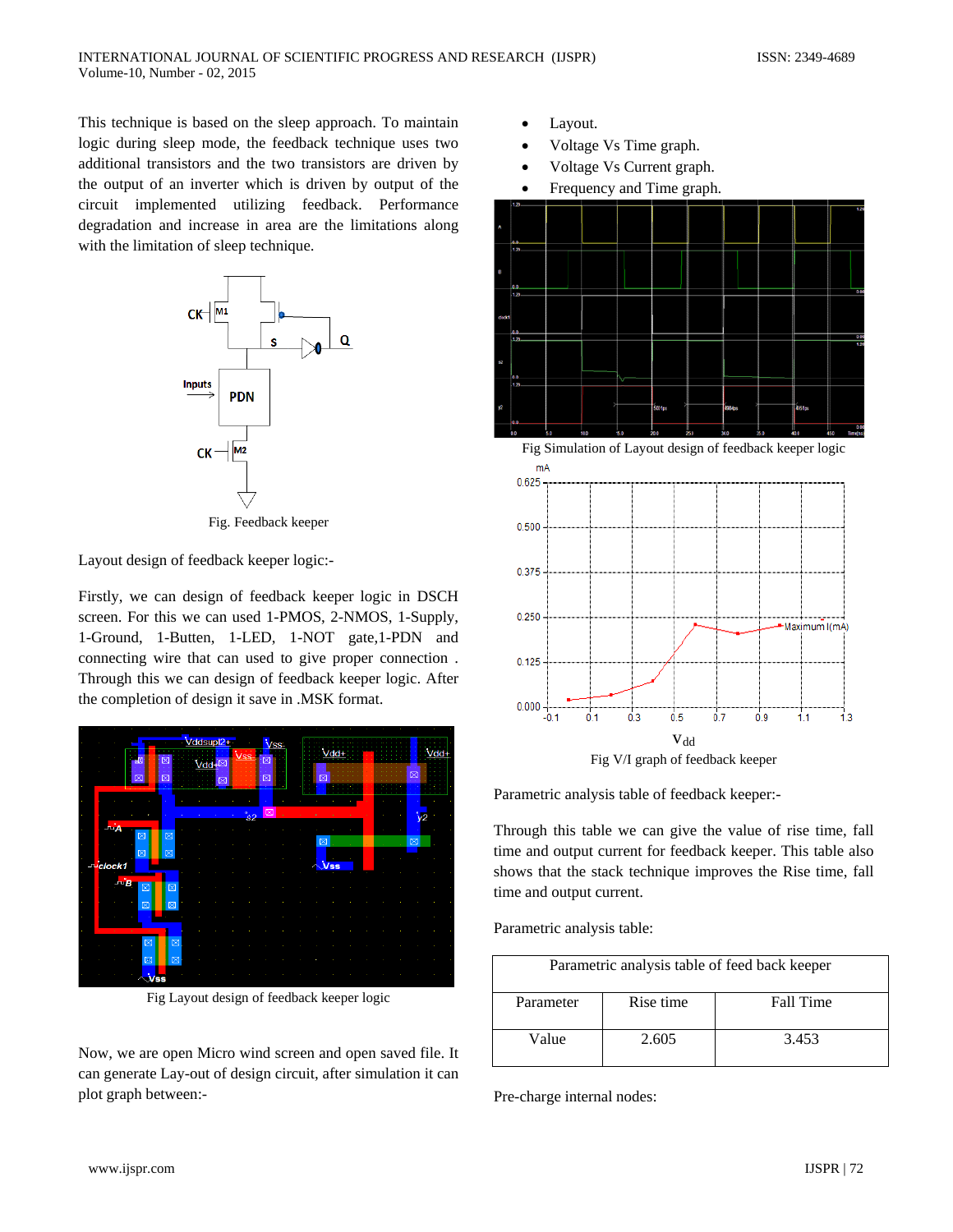This technique is based on the sleep approach. To maintain logic during sleep mode, the feedback technique uses two additional transistors and the two transistors are driven by the output of an inverter which is driven by output of the circuit implemented utilizing feedback. Performance degradation and increase in area are the limitations along with the limitation of sleep technique.

Fig. Feedback keeper

Layout design of feedback keeper logic:-

Firstly, we can design of feedback keeper logic in DSCH screen. For this we can used 1-PMOS, 2-NMOS, 1-Supply, 1-Ground, 1-Butten, 1-LED, 1-NOT gate,1-PDN and connecting wire that can used to give proper connection . Through this we can design of feedback keeper logic. After the completion of design it save in .MSK format.

Fig Layout design of feedback keeper logic

Now, we are open Micro wind screen and open saved file. It can generate Lay-out of design circuit, after simulation it can plot graph between:-

- Layout.
- Voltage Vs Time graph.
- Voltage Vs Current graph.
- Frequency and Time graph.

Fig Simulation of Layout design of feedback keeper logic

Fig V/I graph of feedback keeper

Parametric analysis table of feedback keeper:-

Through this table we can give the value of rise time, fall time and output current for feedback keeper. This table also shows that the stack technique improves the Rise time, fall time and output current.

Parametric analysis table:

| Parametric analysis table of feed back keeper | | |
|---|---|---|
| Parameter | Rise time | Fall Time |
| Value | 2.605 | 3.453 |

Pre-charge internal nodes: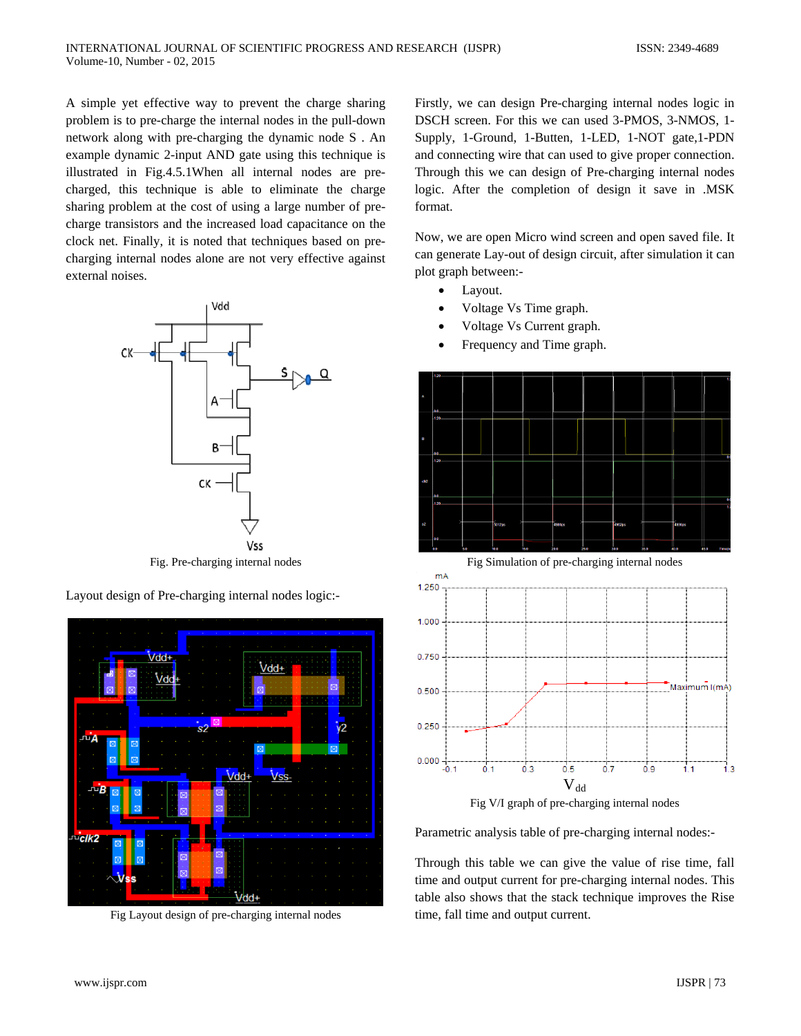A simple yet effective way to prevent the charge sharing problem is to pre-charge the internal nodes in the pull-down network along with pre-charging the dynamic node S . An example dynamic 2-input AND gate using this technique is illustrated in Fig.4.5.1When all internal nodes are pre-charged, this technique is able to eliminate the charge sharing problem at the cost of using a large number of pre-charge transistors and the increased load capacitance on the clock net. Finally, it is noted that techniques based on pre-charging internal nodes alone are not very effective against external noises.

Vdd
CK
S
Q
A
B
CK
Vss

Fig. Pre-charging internal nodes

Layout design of Pre-charging internal nodes logic:-

Vdd+
Vdd+
Vdd+
s2
y2
A
B
Vdd+
Vss
clk2
Vss
Vdd+

Fig Layout design of pre-charging internal nodes

Firstly, we can design Pre-charging internal nodes logic in DSCH screen. For this we can used 3-PMOS, 3-NMOS, 1-Supply, 1-Ground, 1-Butten, 1-LED, 1-NOT gate,1-PDN and connecting wire that can used to give proper connection. Through this we can design of Pre-charging internal nodes logic. After the completion of design it save in .MSK format.

Now, we are open Micro wind screen and open saved file. It can generate Lay-out of design circuit, after simulation it can plot graph between:-

- Layout.
- Voltage Vs Time graph.
- Voltage Vs Current graph.
- Frequency and Time graph.

Fig Simulation of pre-charging internal nodes

mA
1.250
1.000
0.750
0.500
0.250
0.000
-0.1
0.1
0.3
0.5
0.7
0.9
1.1
1.3
Maximum I(mA)
$V_{dd}$

Fig V/I graph of pre-charging internal nodes

Parametric analysis table of pre-charging internal nodes:-

Through this table we can give the value of rise time, fall time and output current for pre-charging internal nodes. This table also shows that the stack technique improves the Rise time, fall time and output current.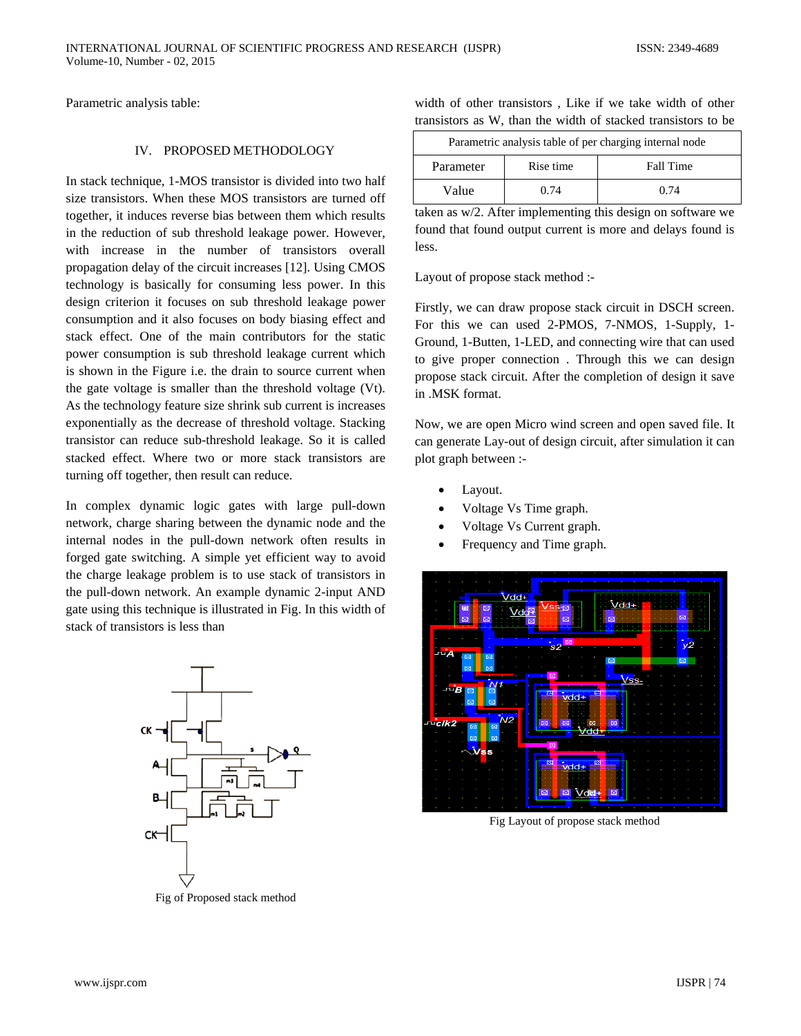Parametric analysis table:

## IV. PROPOSED METHODOLOGY

In stack technique, 1-MOS transistor is divided into two half size transistors. When these MOS transistors are turned off together, it induces reverse bias between them which results in the reduction of sub threshold leakage power. However, with increase in the number of transistors overall propagation delay of the circuit increases [12]. Using CMOS technology is basically for consuming less power. In this design criterion it focuses on sub threshold leakage power consumption and it also focuses on body biasing effect and stack effect. One of the main contributors for the static power consumption is sub threshold leakage current which is shown in the Figure i.e. the drain to source current when the gate voltage is smaller than the threshold voltage (Vt). As the technology feature size shrink sub current is increases exponentially as the decrease of threshold voltage. Stacking transistor can reduce sub-threshold leakage. So it is called stacked effect. Where two or more stack transistors are turning off together, then result can reduce.

In complex dynamic logic gates with large pull-down network, charge sharing between the dynamic node and the internal nodes in the pull-down network often results in forged gate switching. A simple yet efficient way to avoid the charge leakage problem is to use stack of transistors in the pull-down network. An example dynamic 2-input AND gate using this technique is illustrated in Fig. In this width of stack of transistors is less than width of other transistors , Like if we take width of other transistors as W, than the width of stacked transistors to be taken as w/2. After implementing this design on software we found that found output current is more and delays found is less.

CK
A
B
CK
s
Q
m3
m4
m1
m2

Fig of Proposed stack method

| Parametric analysis table of per charging internal node | | |
|---|---|---|
| Parameter | Rise time | Fall Time |
| Value | 0.74 | 0.74 |

Layout of propose stack method :-

Firstly, we can draw propose stack circuit in DSCH screen. For this we can used 2-PMOS, 7-NMOS, 1-Supply, 1-Ground, 1-Butten, 1-LED, and connecting wire that can used to give proper connection . Through this we can design propose stack circuit. After the completion of design it save in .MSK format.

Now, we are open Micro wind screen and open saved file. It can generate Lay-out of design circuit, after simulation it can plot graph between :-

- Layout.
- Voltage Vs Time graph.
- Voltage Vs Current graph.
- Frequency and Time graph.

Vdd+
Vdd+
Vss-
Vdd+
s2
y2
A
Vss-
B
N1
Vdd+
clk2
N2
Vdd+
Vss
Vdd+
Vdd+

Fig Layout of propose stack method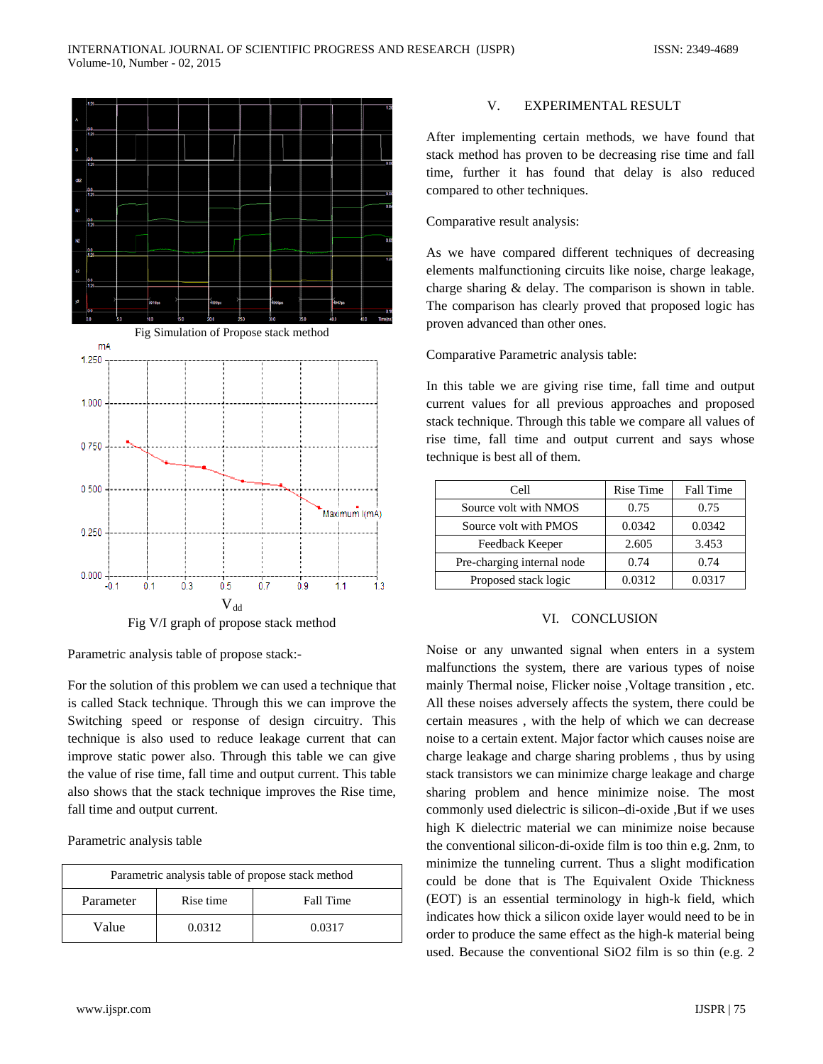Fig Simulation of Propose stack method

mA

1.250

1.000

0.750

0.500

0.250

0.000

-0.1 0.1 0.3 0.5 0.7 0.9 1.1 1.3

Maximum I(mA)

$V_{dd}$

Fig V/I graph of propose stack method

Parametric analysis table of propose stack:-

For the solution of this problem we can used a technique that is called Stack technique. Through this we can improve the Switching speed or response of design circuitry. This technique is also used to reduce leakage current that can improve static power also. Through this table we can give the value of rise time, fall time and output current. This table also shows that the stack technique improves the Rise time, fall time and output current.

Parametric analysis table

| Parametric analysis table of propose stack method | | |
|---|---|---|
| Parameter | Rise time | Fall Time |
| Value | 0.0312 | 0.0317 |

## V. EXPERIMENTAL RESULT

After implementing certain methods, we have found that stack method has proven to be decreasing rise time and fall time, further it has found that delay is also reduced compared to other techniques.

Comparative result analysis:

As we have compared different techniques of decreasing elements malfunctioning circuits like noise, charge leakage, charge sharing & delay. The comparison is shown in table. The comparison has clearly proved that proposed logic has proven advanced than other ones.

Comparative Parametric analysis table:

In this table we are giving rise time, fall time and output current values for all previous approaches and proposed stack technique. Through this table we compare all values of rise time, fall time and output current and says whose technique is best all of them.

| Cell | Rise Time | Fall Time |
|---|---|---|
| Source volt with NMOS | 0.75 | 0.75 |
| Source volt with PMOS | 0.0342 | 0.0342 |
| Feedback Keeper | 2.605 | 3.453 |
| Pre-charging internal node | 0.74 | 0.74 |
| Proposed stack logic | 0.0312 | 0.0317 |

## VI. CONCLUSION

Noise or any unwanted signal when enters in a system malfunctions the system, there are various types of noise mainly Thermal noise, Flicker noise ,Voltage transition , etc. All these noises adversely affects the system, there could be certain measures , with the help of which we can decrease noise to a certain extent. Major factor which causes noise are charge leakage and charge sharing problems , thus by using stack transistors we can minimize charge leakage and charge sharing problem and hence minimize noise. The most commonly used dielectric is silicon–di-oxide ,But if we uses high K dielectric material we can minimize noise because the conventional silicon-di-oxide film is too thin e.g. 2nm, to minimize the tunneling current. Thus a slight modification could be done that is The Equivalent Oxide Thickness (EOT) is an essential terminology in high-k field, which indicates how thick a silicon oxide layer would need to be in order to produce the same effect as the high-k material being used. Because the conventional $SiO_2$ film is so thin (e.g. 2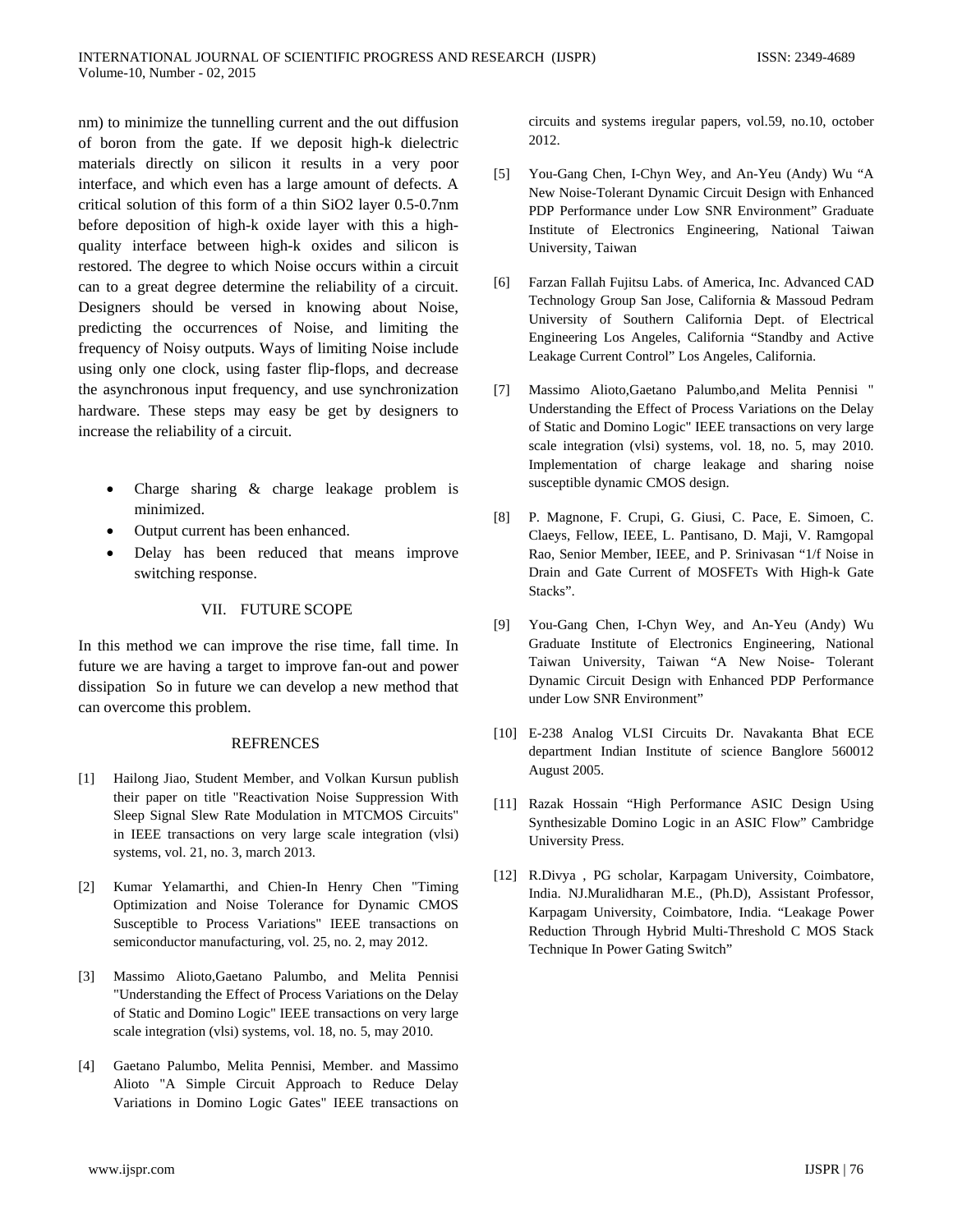nm) to minimize the tunnelling current and the out diffusion of boron from the gate. If we deposit high-k dielectric materials directly on silicon it results in a very poor interface, and which even has a large amount of defects. A critical solution of this form of a thin $SiO_2$ layer 0.5-0.7nm before deposition of high-k oxide layer with this a high-quality interface between high-k oxides and silicon is restored. The degree to which Noise occurs within a circuit can to a great degree determine the reliability of a circuit. Designers should be versed in knowing about Noise, predicting the occurrences of Noise, and limiting the frequency of Noisy outputs. Ways of limiting Noise include using only one clock, using faster flip-flops, and decrease the asynchronous input frequency, and use synchronization hardware. These steps may easy be get by designers to increase the reliability of a circuit.

- Charge sharing & charge leakage problem is minimized.
- Output current has been enhanced.
- Delay has been reduced that means improve switching response.

## VII. FUTURE SCOPE

In this method we can improve the rise time, fall time. In future we are having a target to improve fan-out and power dissipation So in future we can develop a new method that can overcome this problem.

## REFRENCES

[1] Hailong Jiao, Student Member, and Volkan Kursun publish their paper on title "Reactivation Noise Suppression With Sleep Signal Slew Rate Modulation in MTCMOS Circuits" in IEEE transactions on very large scale integration (vlsi) systems, vol. 21, no. 3, march 2013.

[2] Kumar Yelamarthi, and Chien-In Henry Chen "Timing Optimization and Noise Tolerance for Dynamic CMOS Susceptible to Process Variations" IEEE transactions on semiconductor manufacturing, vol. 25, no. 2, may 2012.

[3] Massimo Alioto,Gaetano Palumbo, and Melita Pennisi "Understanding the Effect of Process Variations on the Delay of Static and Domino Logic" IEEE transactions on very large scale integration (vlsi) systems, vol. 18, no. 5, may 2010.

[4] Gaetano Palumbo, Melita Pennisi, Member. and Massimo Alioto "A Simple Circuit Approach to Reduce Delay Variations in Domino Logic Gates" IEEE transactions on circuits and systems iregular papers, vol.59, no.10, october 2012.

[5] You-Gang Chen, I-Chyn Wey, and An-Yeu (Andy) Wu "A New Noise-Tolerant Dynamic Circuit Design with Enhanced PDP Performance under Low SNR Environment" Graduate Institute of Electronics Engineering, National Taiwan University, Taiwan

[6] Farzan Fallah Fujitsu Labs. of America, Inc. Advanced CAD Technology Group San Jose, California & Massoud Pedram University of Southern California Dept. of Electrical Engineering Los Angeles, California "Standby and Active Leakage Current Control" Los Angeles, California.

[7] Massimo Alioto,Gaetano Palumbo,and Melita Pennisi " Understanding the Effect of Process Variations on the Delay of Static and Domino Logic" IEEE transactions on very large scale integration (vlsi) systems, vol. 18, no. 5, may 2010. Implementation of charge leakage and sharing noise susceptible dynamic CMOS design.

[8] P. Magnone, F. Crupi, G. Giusi, C. Pace, E. Simoen, C. Claeys, Fellow, IEEE, L. Pantisano, D. Maji, V. Ramgopal Rao, Senior Member, IEEE, and P. Srinivasan "1/f Noise in Drain and Gate Current of MOSFETs With High-k Gate Stacks".

[9] You-Gang Chen, I-Chyn Wey, and An-Yeu (Andy) Wu Graduate Institute of Electronics Engineering, National Taiwan University, Taiwan "A New Noise- Tolerant Dynamic Circuit Design with Enhanced PDP Performance under Low SNR Environment"

[10] E-238 Analog VLSI Circuits Dr. Navakanta Bhat ECE department Indian Institute of science Banglore 560012 August 2005.

[11] Razak Hossain "High Performance ASIC Design Using Synthesizable Domino Logic in an ASIC Flow" Cambridge University Press.

[12] R.Divya , PG scholar, Karpagam University, Coimbatore, India. NJ.Muralidharan M.E., (Ph.D), Assistant Professor, Karpagam University, Coimbatore, India. "Leakage Power Reduction Through Hybrid Multi-Threshold C MOS Stack Technique In Power Gating Switch"